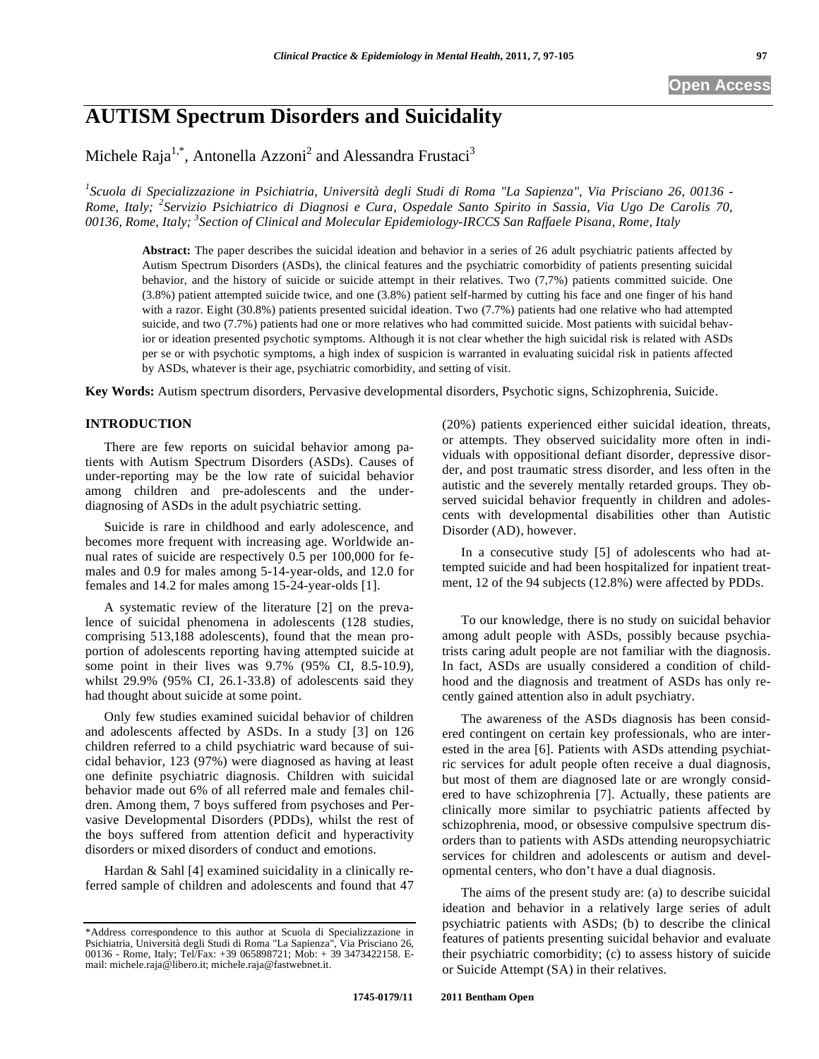# AUTISM Spectrum Disorders and Suicidality

Michele Raja[1,*], Antonella Azzoni[2] and Alessandra Frustaci[3]

*[1]Scuola di Specializzazione in Psichiatria, Università degli Studi di Roma "La Sapienza", Via Prisciano 26, 00136 - Rome, Italy; [2]Servizio Psichiatrico di Diagnosi e Cura, Ospedale Santo Spirito in Sassia, Via Ugo De Carolis 70, 00136, Rome, Italy; [3]Section of Clinical and Molecular Epidemiology-IRCCS San Raffaele Pisana, Rome, Italy*

**Abstract:** The paper describes the suicidal ideation and behavior in a series of 26 adult psychiatric patients affected by Autism Spectrum Disorders (ASDs), the clinical features and the psychiatric comorbidity of patients presenting suicidal behavior, and the history of suicide or suicide attempt in their relatives. Two (7,7%) patients committed suicide. One (3.8%) patient attempted suicide twice, and one (3.8%) patient self-harmed by cutting his face and one finger of his hand with a razor. Eight (30.8%) patients presented suicidal ideation. Two (7.7%) patients had one relative who had attempted suicide, and two (7.7%) patients had one or more relatives who had committed suicide. Most patients with suicidal behavior or ideation presented psychotic symptoms. Although it is not clear whether the high suicidal risk is related with ASDs per se or with psychotic symptoms, a high index of suspicion is warranted in evaluating suicidal risk in patients affected by ASDs, whatever is their age, psychiatric comorbidity, and setting of visit.

**Key Words:** Autism spectrum disorders, Pervasive developmental disorders, Psychotic signs, Schizophrenia, Suicide.

## INTRODUCTION

There are few reports on suicidal behavior among patients with Autism Spectrum Disorders (ASDs). Causes of under-reporting may be the low rate of suicidal behavior among children and pre-adolescents and the under-diagnosing of ASDs in the adult psychiatric setting.

Suicide is rare in childhood and early adolescence, and becomes more frequent with increasing age. Worldwide annual rates of suicide are respectively 0.5 per 100,000 for females and 0.9 for males among 5-14-year-olds, and 12.0 for females and 14.2 for males among 15-24-year-olds [1].

A systematic review of the literature [2] on the prevalence of suicidal phenomena in adolescents (128 studies, comprising 513,188 adolescents), found that the mean proportion of adolescents reporting having attempted suicide at some point in their lives was 9.7% (95% CI, 8.5-10.9), whilst 29.9% (95% CI, 26.1-33.8) of adolescents said they had thought about suicide at some point.

Only few studies examined suicidal behavior of children and adolescents affected by ASDs. In a study [3] on 126 children referred to a child psychiatric ward because of suicidal behavior, 123 (97%) were diagnosed as having at least one definite psychiatric diagnosis. Children with suicidal behavior made out 6% of all referred male and females children. Among them, 7 boys suffered from psychoses and Pervasive Developmental Disorders (PDDs), whilst the rest of the boys suffered from attention deficit and hyperactivity disorders or mixed disorders of conduct and emotions.

Hardan & Sahl [4] examined suicidality in a clinically referred sample of children and adolescents and found that 47 (20%) patients experienced either suicidal ideation, threats, or attempts. They observed suicidality more often in individuals with oppositional defiant disorder, depressive disorder, and post traumatic stress disorder, and less often in the autistic and the severely mentally retarded groups. They observed suicidal behavior frequently in children and adolescents with developmental disabilities other than Autistic Disorder (AD), however.

In a consecutive study [5] of adolescents who had attempted suicide and had been hospitalized for inpatient treatment, 12 of the 94 subjects (12.8%) were affected by PDDs.

To our knowledge, there is no study on suicidal behavior among adult people with ASDs, possibly because psychiatrists caring adult people are not familiar with the diagnosis. In fact, ASDs are usually considered a condition of childhood and the diagnosis and treatment of ASDs has only recently gained attention also in adult psychiatry.

The awareness of the ASDs diagnosis has been considered contingent on certain key professionals, who are interested in the area [6]. Patients with ASDs attending psychiatric services for adult people often receive a dual diagnosis, but most of them are diagnosed late or are wrongly considered to have schizophrenia [7]. Actually, these patients are clinically more similar to psychiatric patients affected by schizophrenia, mood, or obsessive compulsive spectrum disorders than to patients with ASDs attending neuropsychiatric services for children and adolescents or autism and developmental centers, who don't have a dual diagnosis.

The aims of the present study are: (a) to describe suicidal ideation and behavior in a relatively large series of adult psychiatric patients with ASDs; (b) to describe the clinical features of patients presenting suicidal behavior and evaluate their psychiatric comorbidity; (c) to assess history of suicide or Suicide Attempt (SA) in their relatives.

*Address correspondence to this author at Scuola di Specializzazione in Psichiatria, Università degli Studi di Roma "La Sapienza", Via Prisciano 26, 00136 - Rome, Italy; Tel/Fax: +39 065898721; Mob: + 39 3473422158. E-mail: michele.raja@libero.it; michele.raja@fastwebnet.it.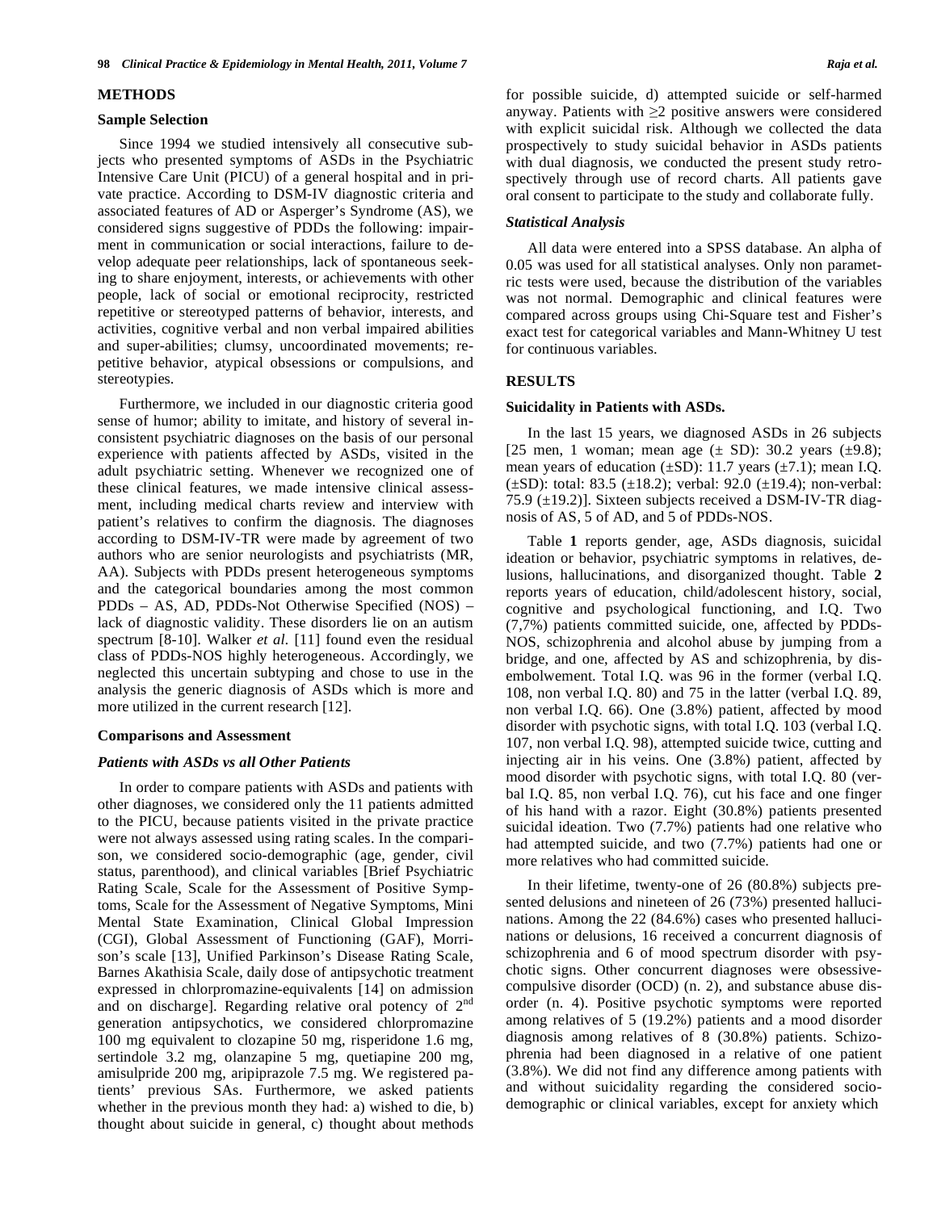## METHODS

### Sample Selection

Since 1994 we studied intensively all consecutive subjects who presented symptoms of ASDs in the Psychiatric Intensive Care Unit (PICU) of a general hospital and in private practice. According to DSM-IV diagnostic criteria and associated features of AD or Asperger's Syndrome (AS), we considered signs suggestive of PDDs the following: impairment in communication or social interactions, failure to develop adequate peer relationships, lack of spontaneous seeking to share enjoyment, interests, or achievements with other people, lack of social or emotional reciprocity, restricted repetitive or stereotyped patterns of behavior, interests, and activities, cognitive verbal and non verbal impaired abilities and super-abilities; clumsy, uncoordinated movements; repetitive behavior, atypical obsessions or compulsions, and stereotypies.

Furthermore, we included in our diagnostic criteria good sense of humor; ability to imitate, and history of several inconsistent psychiatric diagnoses on the basis of our personal experience with patients affected by ASDs, visited in the adult psychiatric setting. Whenever we recognized one of these clinical features, we made intensive clinical assessment, including medical charts review and interview with patient's relatives to confirm the diagnosis. The diagnoses according to DSM-IV-TR were made by agreement of two authors who are senior neurologists and psychiatrists (MR, AA). Subjects with PDDs present heterogeneous symptoms and the categorical boundaries among the most common PDDs – AS, AD, PDDs-Not Otherwise Specified (NOS) – lack of diagnostic validity. These disorders lie on an autism spectrum [8-10]. Walker *et al.* [11] found even the residual class of PDDs-NOS highly heterogeneous. Accordingly, we neglected this uncertain subtyping and chose to use in the analysis the generic diagnosis of ASDs which is more and more utilized in the current research [12].

### Comparisons and Assessment

#### *Patients with ASDs vs all Other Patients*

In order to compare patients with ASDs and patients with other diagnoses, we considered only the 11 patients admitted to the PICU, because patients visited in the private practice were not always assessed using rating scales. In the comparison, we considered socio-demographic (age, gender, civil status, parenthood), and clinical variables [Brief Psychiatric Rating Scale, Scale for the Assessment of Positive Symptoms, Scale for the Assessment of Negative Symptoms, Mini Mental State Examination, Clinical Global Impression (CGI), Global Assessment of Functioning (GAF), Morrison's scale [13], Unified Parkinson's Disease Rating Scale, Barnes Akathisia Scale, daily dose of antipsychotic treatment expressed in chlorpromazine-equivalents [14] on admission and on discharge]. Regarding relative oral potency of 2nd generation antipsychotics, we considered chlorpromazine 100 mg equivalent to clozapine 50 mg, risperidone 1.6 mg, sertindole 3.2 mg, olanzapine 5 mg, quetiapine 200 mg, amisulpride 200 mg, aripiprazole 7.5 mg. We registered patients' previous SAs. Furthermore, we asked patients whether in the previous month they had: a) wished to die, b) thought about suicide in general, c) thought about methods for possible suicide, d) attempted suicide or self-harmed anyway. Patients with ≥2 positive answers were considered with explicit suicidal risk. Although we collected the data prospectively to study suicidal behavior in ASDs patients with dual diagnosis, we conducted the present study retrospectively through use of record charts. All patients gave oral consent to participate to the study and collaborate fully.

#### *Statistical Analysis*

All data were entered into a SPSS database. An alpha of 0.05 was used for all statistical analyses. Only non parametric tests were used, because the distribution of the variables was not normal. Demographic and clinical features were compared across groups using Chi-Square test and Fisher's exact test for categorical variables and Mann-Whitney U test for continuous variables.

## RESULTS

### Suicidality in Patients with ASDs.

In the last 15 years, we diagnosed ASDs in 26 subjects [25 men, 1 woman; mean age (± SD): 30.2 years (±9.8); mean years of education (±SD): 11.7 years (±7.1); mean I.Q. (±SD): total: 83.5 (±18.2); verbal: 92.0 (±19.4); non-verbal: 75.9 (±19.2)]. Sixteen subjects received a DSM-IV-TR diagnosis of AS, 5 of AD, and 5 of PDDs-NOS.

Table **1** reports gender, age, ASDs diagnosis, suicidal ideation or behavior, psychiatric symptoms in relatives, delusions, hallucinations, and disorganized thought. Table **2** reports years of education, child/adolescent history, social, cognitive and psychological functioning, and I.Q. Two (7,7%) patients committed suicide, one, affected by PDDs-NOS, schizophrenia and alcohol abuse by jumping from a bridge, and one, affected by AS and schizophrenia, by disembolwement. Total I.Q. was 96 in the former (verbal I.Q. 108, non verbal I.Q. 80) and 75 in the latter (verbal I.Q. 89, non verbal I.Q. 66). One (3.8%) patient, affected by mood disorder with psychotic signs, with total I.Q. 103 (verbal I.Q. 107, non verbal I.Q. 98), attempted suicide twice, cutting and injecting air in his veins. One (3.8%) patient, affected by mood disorder with psychotic signs, with total I.Q. 80 (verbal I.Q. 85, non verbal I.Q. 76), cut his face and one finger of his hand with a razor. Eight (30.8%) patients presented suicidal ideation. Two (7.7%) patients had one relative who had attempted suicide, and two (7.7%) patients had one or more relatives who had committed suicide.

In their lifetime, twenty-one of 26 (80.8%) subjects presented delusions and nineteen of 26 (73%) presented hallucinations. Among the 22 (84.6%) cases who presented hallucinations or delusions, 16 received a concurrent diagnosis of schizophrenia and 6 of mood spectrum disorder with psychotic signs. Other concurrent diagnoses were obsessive-compulsive disorder (OCD) (n. 2), and substance abuse disorder (n. 4). Positive psychotic symptoms were reported among relatives of 5 (19.2%) patients and a mood disorder diagnosis among relatives of 8 (30.8%) patients. Schizophrenia had been diagnosed in a relative of one patient (3.8%). We did not find any difference among patients with and without suicidality regarding the considered socio-demographic or clinical variables, except for anxiety which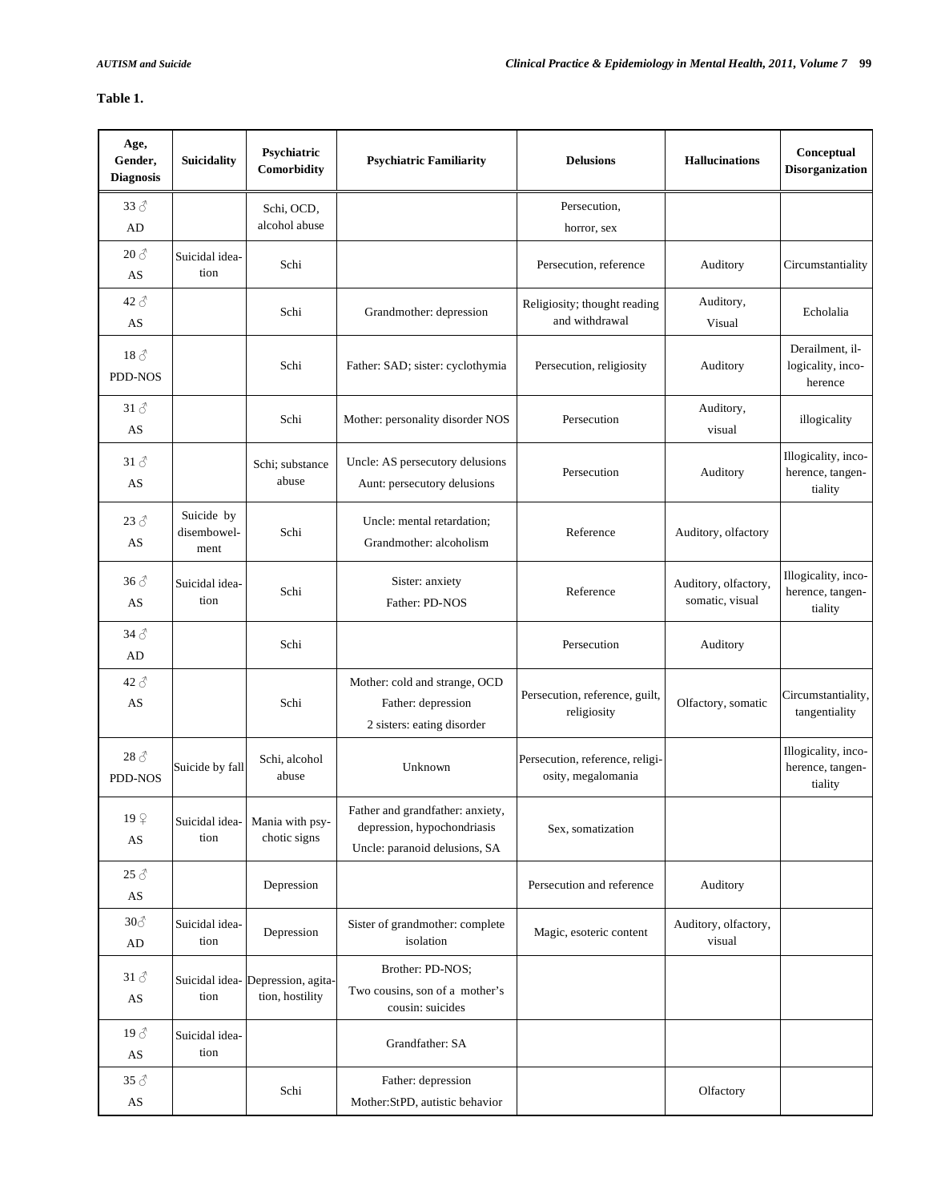**Table 1.**

| Age, Gender, Diagnosis | Suicidality | Psychiatric Comorbidity | Psychiatric Familiarity | Delusions | Hallucinations | Conceptual Disorganization |
|---|---|---|---|---|---|---|
| 33 ♂ AD | | Schi, OCD, alcohol abuse | | Persecution, horror, sex | | |
| 20 ♂ AS | Suicidal ideation | Schi | | Persecution, reference | Auditory | Circumstantiality |
| 42 ♂ AS | | Schi | Grandmother: depression | Religiosity; thought reading and withdrawal | Auditory, Visual | Echolalia |
| 18 ♂ PDD-NOS | | Schi | Father: SAD; sister: cyclothymia | Persecution, religiosity | Auditory | Derailment, illogicality, incoherence |
| 31 ♂ AS | | Schi | Mother: personality disorder NOS | Persecution | Auditory, visual | illogicality |
| 31 ♂ AS | | Schi; substance abuse | Uncle: AS persecutory delusions Aunt: persecutory delusions | Persecution | Auditory | Illogicality, incoherence, tangentiality |
| 23 ♂ AS | Suicide by disembowelment | Schi | Uncle: mental retardation; Grandmother: alcoholism | Reference | Auditory, olfactory | |
| 36 ♂ AS | Suicidal ideation | Schi | Sister: anxiety Father: PD-NOS | Reference | Auditory, olfactory, somatic, visual | Illogicality, incoherence, tangentiality |
| 34 ♂ AD | | Schi | | Persecution | Auditory | |
| 42 ♂ AS | | Schi | Mother: cold and strange, OCD Father: depression 2 sisters: eating disorder | Persecution, reference, guilt, religiosity | Olfactory, somatic | Circumstantiality, tangentiality |
| 28 ♂ PDD-NOS | Suicide by fall | Schi, alcohol abuse | Unknown | Persecution, reference, religiosity, megalomania | | Illogicality, incoherence, tangentiality |
| 19 ♀ AS | Suicidal ideation | Mania with psychotic signs | Father and grandfather: anxiety, depression, hypochondriasis Uncle: paranoid delusions, SA | Sex, somatization | | |
| 25 ♂ AS | | Depression | | Persecution and reference | Auditory | |
| 30♂ AD | Suicidal ideation | Depression | Sister of grandmother: complete isolation | Magic, esoteric content | Auditory, olfactory, visual | |
| 31 ♂ AS | Suicidal ideation | Depression, agitation, hostility | Brother: PD-NOS; Two cousins, son of a mother's cousin: suicides | | | |
| 19 ♂ AS | Suicidal ideation | | Grandfather: SA | | | |
| 35 ♂ AS | | Schi | Father: depression Mother:StPD, autistic behavior | | Olfactory | |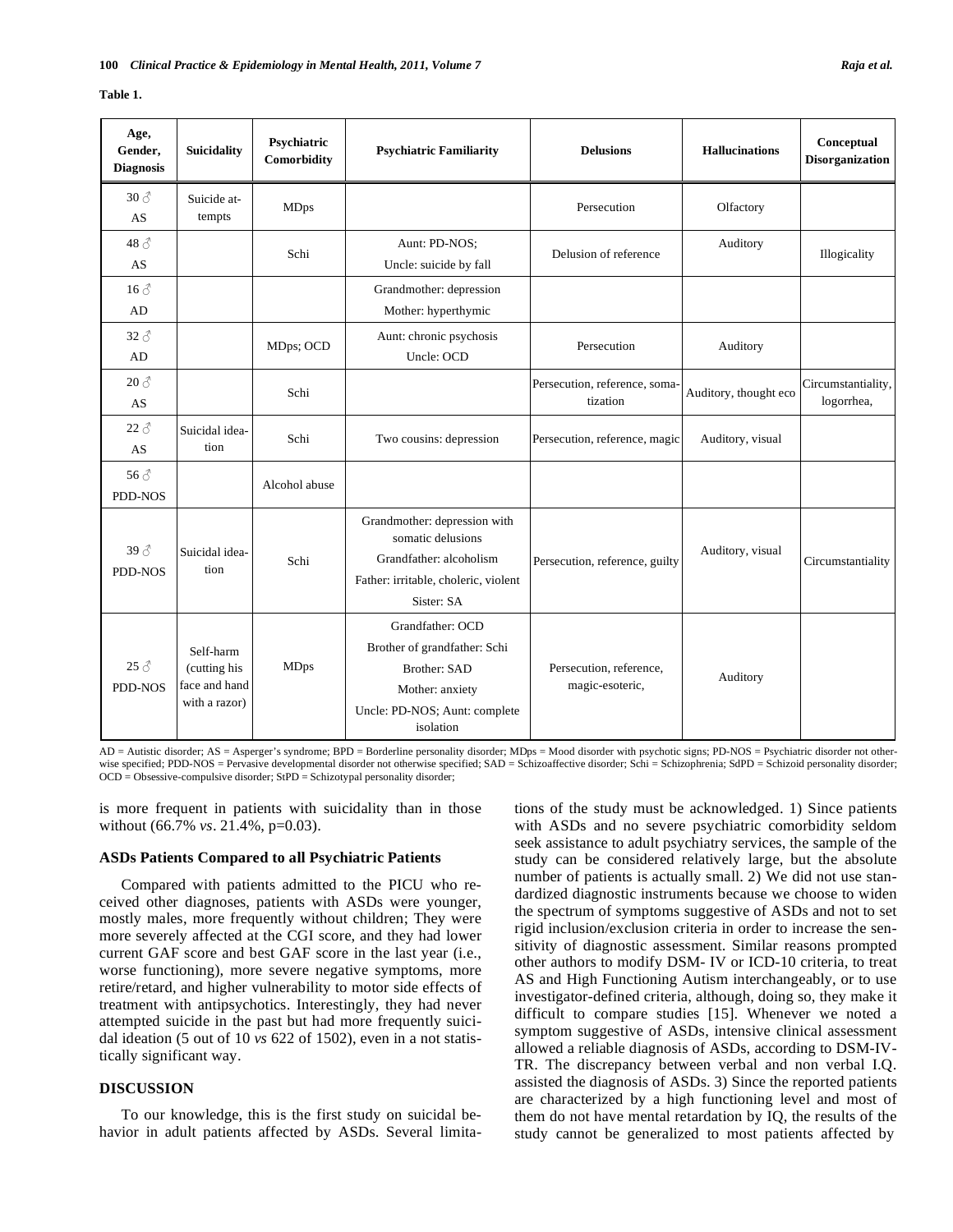**Table 1.**

| Age, Gender, Diagnosis | Suicidality | Psychiatric Comorbidity | Psychiatric Familiarity | Delusions | Hallucinations | Conceptual Disorganization |
|---|---|---|---|---|---|---|
| 30 ♂ AS | Suicide attempts | MDps | | Persecution | Olfactory | |
| 48 ♂ AS | | Schi | Aunt: PD-NOS; Uncle: suicide by fall | Delusion of reference | Auditory | Illogicality |
| 16 ♂ AD | | | Grandmother: depression Mother: hyperthymic | | | |
| 32 ♂ AD | | MDps; OCD | Aunt: chronic psychosis Uncle: OCD | Persecution | Auditory | |
| 20 ♂ AS | | Schi | | Persecution, reference, somatization | Auditory, thought eco | Circumstantiality, logorrhea, |
| 22 ♂ AS | Suicidal ideation | Schi | Two cousins: depression | Persecution, reference, magic | Auditory, visual | |
| 56 ♂ PDD-NOS | | Alcohol abuse | | | | |
| 39 ♂ PDD-NOS | Suicidal ideation | Schi | Grandmother: depression with somatic delusions Grandfather: alcoholism Father: irritable, choleric, violent Sister: SA | Persecution, reference, guilty | Auditory, visual | Circumstantiality |
| 25 ♂ PDD-NOS | Self-harm (cutting his face and hand with a razor) | MDps | Grandfather: OCD Brother of grandfather: Schi Brother: SAD Mother: anxiety Uncle: PD-NOS; Aunt: complete isolation | Persecution, reference, magic-esoteric, | Auditory | |

AD = Autistic disorder; AS = Asperger's syndrome; BPD = Borderline personality disorder; MDps = Mood disorder with psychotic signs; PD-NOS = Psychiatric disorder not otherwise specified; PDD-NOS = Pervasive developmental disorder not otherwise specified; SAD = Schizoaffective disorder; Schi = Schizophrenia; SdPD = Schizoid personality disorder; OCD = Obsessive-compulsive disorder; StPD = Schizotypal personality disorder;

is more frequent in patients with suicidality than in those without (66.7% *vs*. 21.4%, p=0.03).

### ASDs Patients Compared to all Psychiatric Patients

Compared with patients admitted to the PICU who received other diagnoses, patients with ASDs were younger, mostly males, more frequently without children; They were more severely affected at the CGI score, and they had lower current GAF score and best GAF score in the last year (i.e., worse functioning), more severe negative symptoms, more retire/retard, and higher vulnerability to motor side effects of treatment with antipsychotics. Interestingly, they had never attempted suicide in the past but had more frequently suicidal ideation (5 out of 10 *vs* 622 of 1502), even in a not statistically significant way.

## DISCUSSION

To our knowledge, this is the first study on suicidal behavior in adult patients affected by ASDs. Several limitations of the study must be acknowledged. 1) Since patients with ASDs and no severe psychiatric comorbidity seldom seek assistance to adult psychiatry services, the sample of the study can be considered relatively large, but the absolute number of patients is actually small. 2) We did not use standardized diagnostic instruments because we choose to widen the spectrum of symptoms suggestive of ASDs and not to set rigid inclusion/exclusion criteria in order to increase the sensitivity of diagnostic assessment. Similar reasons prompted other authors to modify DSM- IV or ICD-10 criteria, to treat AS and High Functioning Autism interchangeably, or to use investigator-defined criteria, although, doing so, they make it difficult to compare studies [15]. Whenever we noted a symptom suggestive of ASDs, intensive clinical assessment allowed a reliable diagnosis of ASDs, according to DSM-IV-TR. The discrepancy between verbal and non verbal I.Q. assisted the diagnosis of ASDs. 3) Since the reported patients are characterized by a high functioning level and most of them do not have mental retardation by IQ, the results of the study cannot be generalized to most patients affected by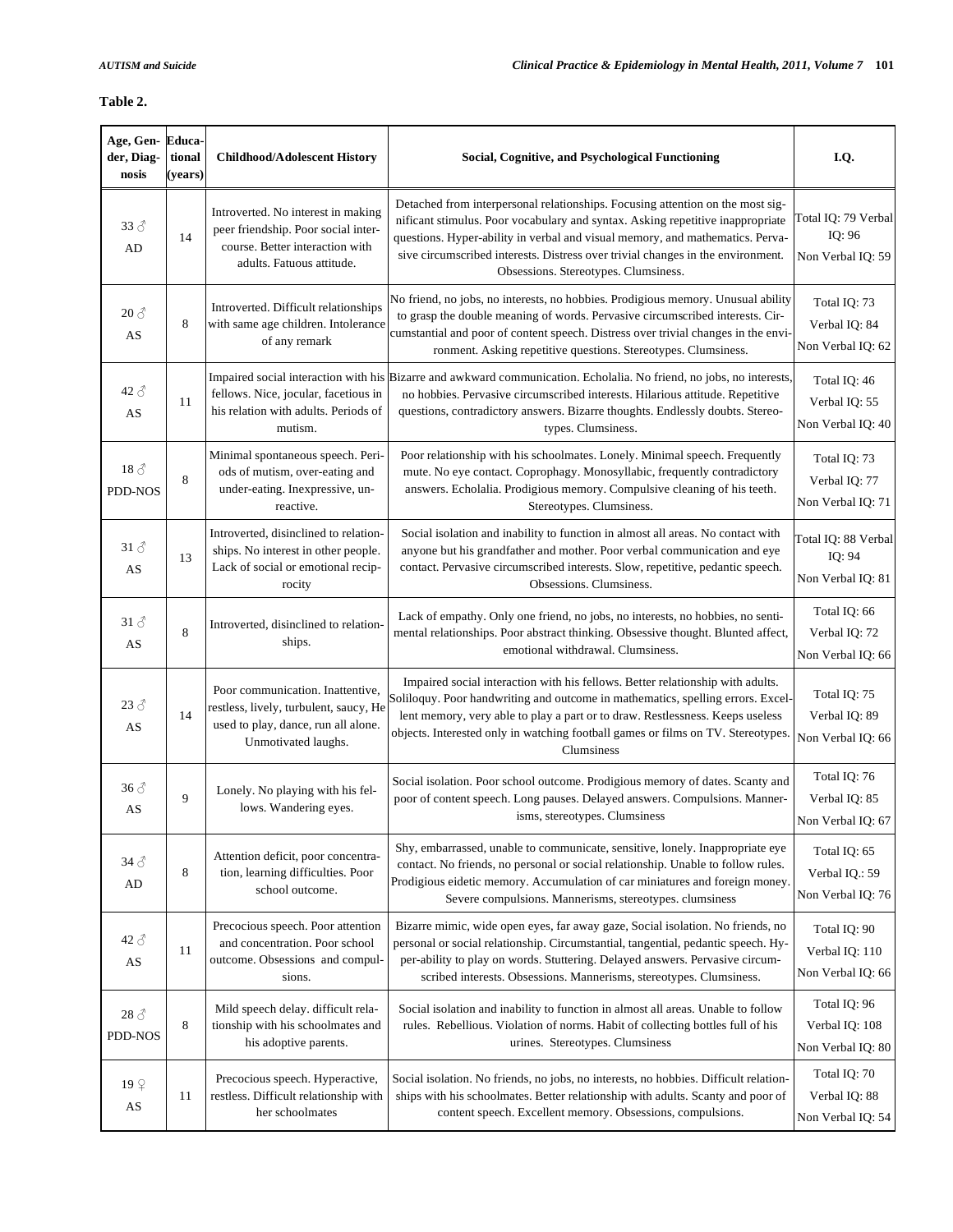**Table 2.**

| Age, Gender, Diagnosis | Educational (years) | Childhood/Adolescent History | Social, Cognitive, and Psychological Functioning | I.Q. |
|---|---|---|---|---|
| 33 ♂ AD | 14 | Introverted. No interest in making peer friendship. Poor social intercourse. Better interaction with adults. Fatuous attitude. | Detached from interpersonal relationships. Focusing attention on the most significant stimulus. Poor vocabulary and syntax. Asking repetitive inappropriate questions. Hyper-ability in verbal and visual memory, and mathematics. Pervasive circumscribed interests. Distress over trivial changes in the environment. Obsessions. Stereotypes. Clumsiness. | Total IQ: 79 Verbal IQ: 96 Non Verbal IQ: 59 |
| 20 ♂ AS | 8 | Introverted. Difficult relationships with same age children. Intolerance of any remark | No friend, no jobs, no interests, no hobbies. Prodigious memory. Unusual ability to grasp the double meaning of words. Pervasive circumscribed interests. Circumstantial and poor of content speech. Distress over trivial changes in the environment. Asking repetitive questions. Stereotypes. Clumsiness. | Total IQ: 73 Verbal IQ: 84 Non Verbal IQ: 62 |
| 42 ♂ AS | 11 | Impaired social interaction with his fellows. Nice, jocular, facetious in his relation with adults. Periods of mutism. | Bizarre and awkward communication. Echolalia. No friend, no jobs, no interests, no hobbies. Pervasive circumscribed interests. Hilarious attitude. Repetitive questions, contradictory answers. Bizarre thoughts. Endlessly doubts. Stereotypes. Clumsiness. | Total IQ: 46 Verbal IQ: 55 Non Verbal IQ: 40 |
| 18 ♂ PDD-NOS | 8 | Minimal spontaneous speech. Periods of mutism, over-eating and under-eating. Inexpressive, unreactive. | Poor relationship with his schoolmates. Lonely. Minimal speech. Frequently mute. No eye contact. Coprophagy. Monosyllabic, frequently contradictory answers. Echolalia. Prodigious memory. Compulsive cleaning of his teeth. Stereotypes. Clumsiness. | Total IQ: 73 Verbal IQ: 77 Non Verbal IQ: 71 |
| 31 ♂ AS | 13 | Introverted, disinclined to relationships. No interest in other people. Lack of social or emotional reciprocity | Social isolation and inability to function in almost all areas. No contact with anyone but his grandfather and mother. Poor verbal communication and eye contact. Pervasive circumscribed interests. Slow, repetitive, pedantic speech. Obsessions. Clumsiness. | Total IQ: 88 Verbal IQ: 94 Non Verbal IQ: 81 |
| 31 ♂ AS | 8 | Introverted, disinclined to relationships. | Lack of empathy. Only one friend, no jobs, no interests, no hobbies, no sentimental relationships. Poor abstract thinking. Obsessive thought. Blunted affect, emotional withdrawal. Clumsiness. | Total IQ: 66 Verbal IQ: 72 Non Verbal IQ: 66 |
| 23 ♂ AS | 14 | Poor communication. Inattentive, restless, lively, turbulent, saucy, He used to play, dance, run all alone. Unmotivated laughs. | Impaired social interaction with his fellows. Better relationship with adults. Soliloquy. Poor handwriting and outcome in mathematics, spelling errors. Excellent memory, very able to play a part or to draw. Restlessness. Keeps useless objects. Interested only in watching football games or films on TV. Stereotypes. Clumsiness | Total IQ: 75 Verbal IQ: 89 Non Verbal IQ: 66 |
| 36 ♂ AS | 9 | Lonely. No playing with his fellows. Wandering eyes. | Social isolation. Poor school outcome. Prodigious memory of dates. Scanty and poor of content speech. Long pauses. Delayed answers. Compulsions. Mannerisms, stereotypes. Clumsiness | Total IQ: 76 Verbal IQ: 85 Non Verbal IQ: 67 |
| 34 ♂ AD | 8 | Attention deficit, poor concentration, learning difficulties. Poor school outcome. | Shy, embarrassed, unable to communicate, sensitive, lonely. Inappropriate eye contact. No friends, no personal or social relationship. Unable to follow rules. Prodigious eidetic memory. Accumulation of car miniatures and foreign money. Severe compulsions. Mannerisms, stereotypes. clumsiness | Total IQ: 65 Verbal IQ.: 59 Non Verbal IQ: 76 |
| 42 ♂ AS | 11 | Precocious speech. Poor attention and concentration. Poor school outcome. Obsessions and compulsions. | Bizarre mimic, wide open eyes, far away gaze, Social isolation. No friends, no personal or social relationship. Circumstantial, tangential, pedantic speech. Hyper-ability to play on words. Stuttering. Delayed answers. Pervasive circumscribed interests. Obsessions. Mannerisms, stereotypes. Clumsiness. | Total IQ: 90 Verbal IQ: 110 Non Verbal IQ: 66 |
| 28 ♂ PDD-NOS | 8 | Mild speech delay. difficult relationship with his schoolmates and his adoptive parents. | Social isolation and inability to function in almost all areas. Unable to follow rules. Rebellious. Violation of norms. Habit of collecting bottles full of his urines. Stereotypes. Clumsiness | Total IQ: 96 Verbal IQ: 108 Non Verbal IQ: 80 |
| 19 ♀ AS | 11 | Precocious speech. Hyperactive, restless. Difficult relationship with her schoolmates | Social isolation. No friends, no jobs, no interests, no hobbies. Difficult relationships with his schoolmates. Better relationship with adults. Scanty and poor of content speech. Excellent memory. Obsessions, compulsions. | Total IQ: 70 Verbal IQ: 88 Non Verbal IQ: 54 |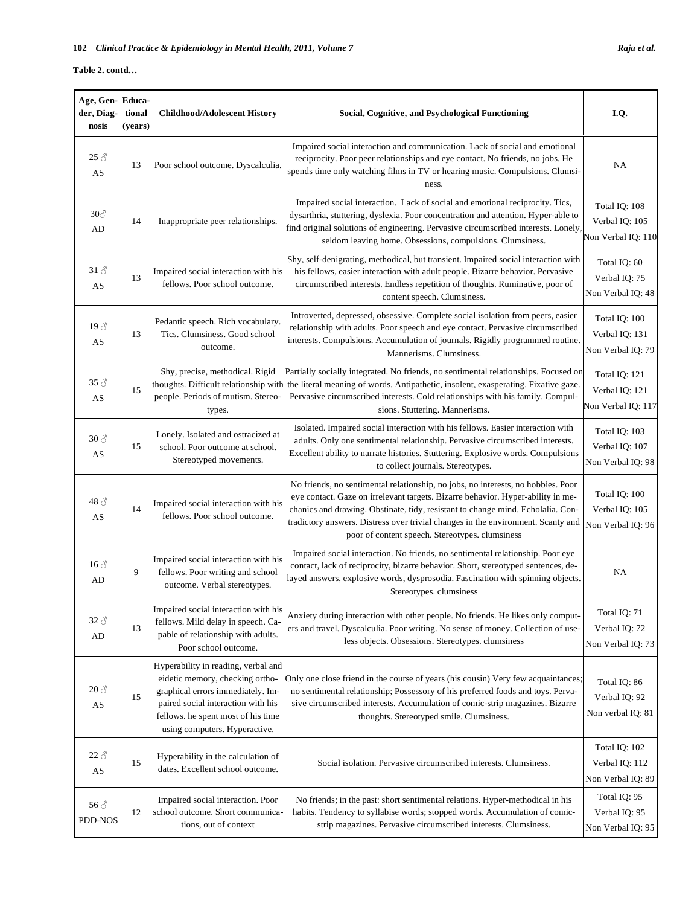**Table 2. contd…**

| Age, Gender, Diagnosis | Educational (years) | Childhood/Adolescent History | Social, Cognitive, and Psychological Functioning | I.Q. |
|---|---|---|---|---|
| 25 ♂ AS | 13 | Poor school outcome. Dyscalculia. | Impaired social interaction and communication. Lack of social and emotional reciprocity. Poor peer relationships and eye contact. No friends, no jobs. He spends time only watching films in TV or hearing music. Compulsions. Clumsiness. | NA |
| 30♂ AD | 14 | Inappropriate peer relationships. | Impaired social interaction. Lack of social and emotional reciprocity. Tics, dysarthria, stuttering, dyslexia. Poor concentration and attention. Hyper-able to find original solutions of engineering. Pervasive circumscribed interests. Lonely, seldom leaving home. Obsessions, compulsions. Clumsiness. | Total IQ: 108 Verbal IQ: 105 Non Verbal IQ: 110 |
| 31 ♂ AS | 13 | Impaired social interaction with his fellows. Poor school outcome. | Shy, self-denigrating, methodical, but transient. Impaired social interaction with his fellows, easier interaction with adult people. Bizarre behavior. Pervasive circumscribed interests. Endless repetition of thoughts. Ruminative, poor of content speech. Clumsiness. | Total IQ: 60 Verbal IQ: 75 Non Verbal IQ: 48 |
| 19 ♂ AS | 13 | Pedantic speech. Rich vocabulary. Tics. Clumsiness. Good school outcome. | Introverted, depressed, obsessive. Complete social isolation from peers, easier relationship with adults. Poor speech and eye contact. Pervasive circumscribed interests. Compulsions. Accumulation of journals. Rigidly programmed routine. Mannerisms. Clumsiness. | Total IQ: 100 Verbal IQ: 131 Non Verbal IQ: 79 |
| 35 ♂ AS | 15 | Shy, precise, methodical. Rigid thoughts. Difficult relationship with people. Periods of mutism. Stereotypes. | Partially socially integrated. No friends, no sentimental relationships. Focused on the literal meaning of words. Antipathetic, insolent, exasperating. Fixative gaze. Pervasive circumscribed interests. Cold relationships with his family. Compulsions. Stuttering. Mannerisms. | Total IQ: 121 Verbal IQ: 121 Non Verbal IQ: 117 |
| 30 ♂ AS | 15 | Lonely. Isolated and ostracized at school. Poor outcome at school. Stereotyped movements. | Isolated. Impaired social interaction with his fellows. Easier interaction with adults. Only one sentimental relationship. Pervasive circumscribed interests. Excellent ability to narrate histories. Stuttering. Explosive words. Compulsions to collect journals. Stereotypes. | Total IQ: 103 Verbal IQ: 107 Non Verbal IQ: 98 |
| 48 ♂ AS | 14 | Impaired social interaction with his fellows. Poor school outcome. | No friends, no sentimental relationship, no jobs, no interests, no hobbies. Poor eye contact. Gaze on irrelevant targets. Bizarre behavior. Hyper-ability in mechanics and drawing. Obstinate, tidy, resistant to change mind. Echolalia. Contradictory answers. Distress over trivial changes in the environment. Scanty and poor of content speech. Stereotypes. clumsiness | Total IQ: 100 Verbal IQ: 105 Non Verbal IQ: 96 |
| 16 ♂ AD | 9 | Impaired social interaction with his fellows. Poor writing and school outcome. Verbal stereotypes. | Impaired social interaction. No friends, no sentimental relationship. Poor eye contact, lack of reciprocity, bizarre behavior. Short, stereotyped sentences, delayed answers, explosive words, dysprosodia. Fascination with spinning objects. Stereotypes. clumsiness | NA |
| 32 ♂ AD | 13 | Impaired social interaction with his fellows. Mild delay in speech. Capable of relationship with adults. Poor school outcome. | Anxiety during interaction with other people. No friends. He likes only computers and travel. Dyscalculia. Poor writing. No sense of money. Collection of useless objects. Obsessions. Stereotypes. clumsiness | Total IQ: 71 Verbal IQ: 72 Non Verbal IQ: 73 |
| 20 ♂ AS | 15 | Hyperability in reading, verbal and eidetic memory, checking orthographical errors immediately. Impaired social interaction with his fellows. he spent most of his time using computers. Hyperactive. | Only one close friend in the course of years (his cousin) Very few acquaintances; no sentimental relationship; Possessory of his preferred foods and toys. Pervasive circumscribed interests. Accumulation of comic-strip magazines. Bizarre thoughts. Stereotyped smile. Clumsiness. | Total IQ: 86 Verbal IQ: 92 Non verbal IQ: 81 |
| 22 ♂ AS | 15 | Hyperability in the calculation of dates. Excellent school outcome. | Social isolation. Pervasive circumscribed interests. Clumsiness. | Total IQ: 102 Verbal IQ: 112 Non Verbal IQ: 89 |
| 56 ♂ PDD-NOS | 12 | Impaired social interaction. Poor school outcome. Short communications, out of context | No friends; in the past: short sentimental relations. Hyper-methodical in his habits. Tendency to syllabise words; stopped words. Accumulation of comic-strip magazines. Pervasive circumscribed interests. Clumsiness. | Total IQ: 95 Verbal IQ: 95 Non Verbal IQ: 95 |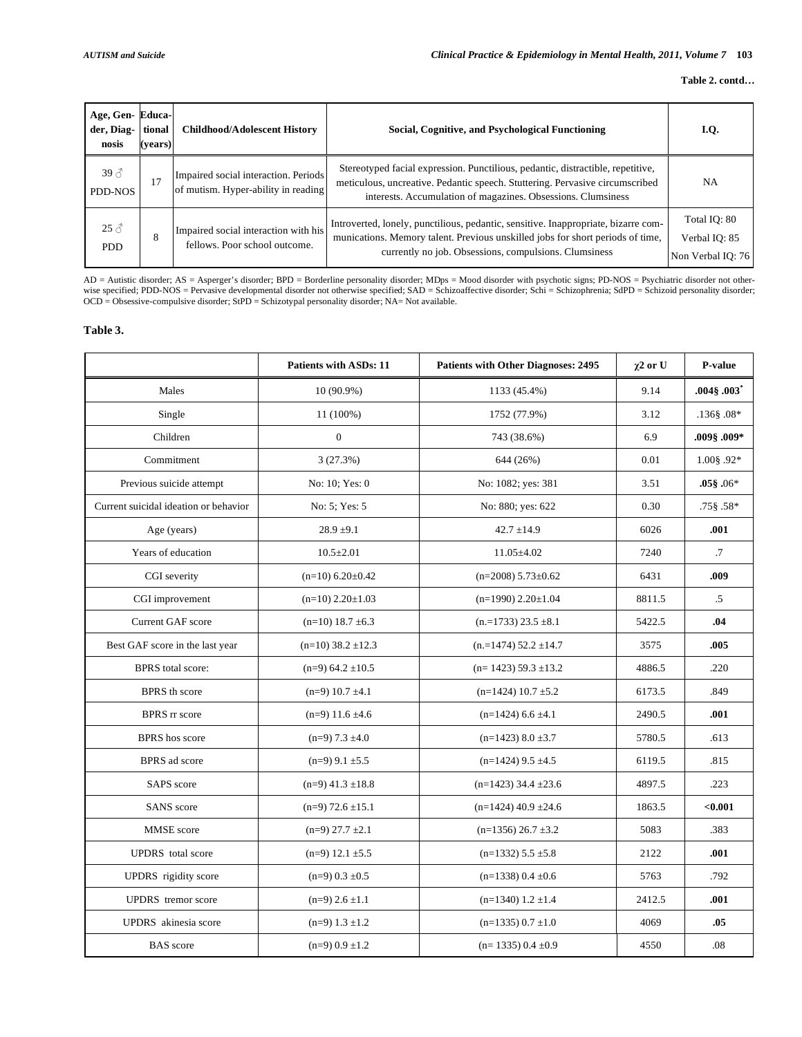**Table 2. contd…**

| Age, Gender, Diagnosis | Educational (years) | Childhood/Adolescent History | Social, Cognitive, and Psychological Functioning | I.Q. |
|---|---|---|---|---|
| 39 ♂ PDD-NOS | 17 | Impaired social interaction. Periods of mutism. Hyper-ability in reading | Stereotyped facial expression. Punctilious, pedantic, distractible, repetitive, meticulous, uncreative. Pedantic speech. Stuttering. Pervasive circumscribed interests. Accumulation of magazines. Obsessions. Clumsiness | NA |
| 25 ♂ PDD | 8 | Impaired social interaction with his fellows. Poor school outcome. | Introverted, lonely, punctilious, pedantic, sensitive. Inappropriate, bizarre communications. Memory talent. Previous unskilled jobs for short periods of time, currently no job. Obsessions, compulsions. Clumsiness | Total IQ: 80 Verbal IQ: 85 Non Verbal IQ: 76 |

AD = Autistic disorder; AS = Asperger's disorder; BPD = Borderline personality disorder; MDps = Mood disorder with psychotic signs; PD-NOS = Psychiatric disorder not otherwise specified; PDD-NOS = Pervasive developmental disorder not otherwise specified; SAD = Schizoaffective disorder; Schi = Schizophrenia; SdPD = Schizoid personality disorder; OCD = Obsessive-compulsive disorder; StPD = Schizotypal personality disorder; NA= Not available.

**Table 3.**

| | Patients with ASDs: 11 | Patients with Other Diagnoses: 2495 | $\chi 2$ or U | P-value |
|---|---|---|---|---|
| Males | 10 (90.9%) | 1133 (45.4%) | 9.14 | **.004§ .003*** |
| Single | 11 (100%) | 1752 (77.9%) | 3.12 | .136§ .08* |
| Children | 0 | 743 (38.6%) | 6.9 | **.009§ .009*** |
| Commitment | 3 (27.3%) | 644 (26%) | 0.01 | 1.00§ .92* |
| Previous suicide attempt | No: 10; Yes: 0 | No: 1082; yes: 381 | 3.51 | **.05§** .06* |
| Current suicidal ideation or behavior | No: 5; Yes: 5 | No: 880; yes: 622 | 0.30 | .75§ .58* |
| Age (years) | 28.9 ±9.1 | 42.7 ±14.9 | 6026 | **.001** |
| Years of education | 10.5±2.01 | 11.05±4.02 | 7240 | .7 |
| CGI severity | (n=10) 6.20±0.42 | (n=2008) 5.73±0.62 | 6431 | **.009** |
| CGI improvement | (n=10) 2.20±1.03 | (n=1990) 2.20±1.04 | 8811.5 | .5 |
| Current GAF score | (n=10) 18.7 ±6.3 | (n.=1733) 23.5 ±8.1 | 5422.5 | **.04** |
| Best GAF score in the last year | (n=10) 38.2 ±12.3 | (n.=1474) 52.2 ±14.7 | 3575 | **.005** |
| BPRS total score: | (n=9) 64.2 ±10.5 | (n= 1423) 59.3 ±13.2 | 4886.5 | .220 |
| BPRS th score | (n=9) 10.7 ±4.1 | (n=1424) 10.7 ±5.2 | 6173.5 | .849 |
| BPRS rr score | (n=9) 11.6 ±4.6 | (n=1424) 6.6 ±4.1 | 2490.5 | **.001** |
| BPRS hos score | (n=9) 7.3 ±4.0 | (n=1423) 8.0 ±3.7 | 5780.5 | .613 |
| BPRS ad score | (n=9) 9.1 ±5.5 | (n=1424) 9.5 ±4.5 | 6119.5 | .815 |
| SAPS score | (n=9) 41.3 ±18.8 | (n=1423) 34.4 ±23.6 | 4897.5 | .223 |
| SANS score | (n=9) 72.6 ±15.1 | (n=1424) 40.9 ±24.6 | 1863.5 | **<0.001** |
| MMSE score | (n=9) 27.7 ±2.1 | (n=1356) 26.7 ±3.2 | 5083 | .383 |
| UPDRS total score | (n=9) 12.1 ±5.5 | (n=1332) 5.5 ±5.8 | 2122 | **.001** |
| UPDRS rigidity score | (n=9) 0.3 ±0.5 | (n=1338) 0.4 ±0.6 | 5763 | .792 |
| UPDRS tremor score | (n=9) 2.6 ±1.1 | (n=1340) 1.2 ±1.4 | 2412.5 | **.001** |
| UPDRS akinesia score | (n=9) 1.3 ±1.2 | (n=1335) 0.7 ±1.0 | 4069 | **.05** |
| BAS score | (n=9) 0.9 ±1.2 | (n= 1335) 0.4 ±0.9 | 4550 | .08 |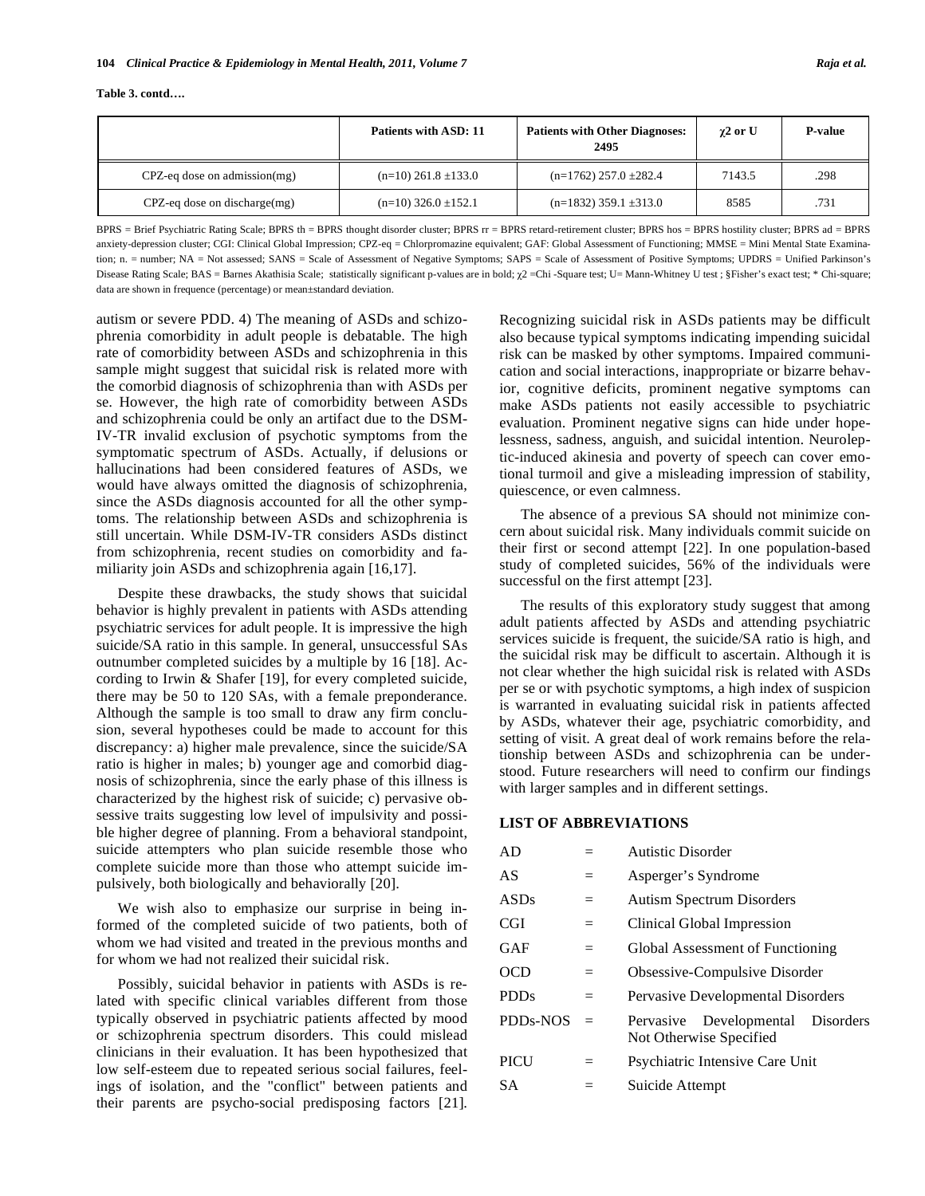**Table 3. contd….**

| | Patients with ASD: 11 | Patients with Other Diagnoses: 2495 | $\chi 2$ or U | P-value |
|---|---|---|---|---|
| CPZ-eq dose on admission(mg) | (n=10) 261.8 ±133.0 | (n=1762) 257.0 ±282.4 | 7143.5 | .298 |
| CPZ-eq dose on discharge(mg) | (n=10) 326.0 ±152.1 | (n=1832) 359.1 ±313.0 | 8585 | .731 |

BPRS = Brief Psychiatric Rating Scale; BPRS th = BPRS thought disorder cluster; BPRS rr = BPRS retard-retirement cluster; BPRS hos = BPRS hostility cluster; BPRS ad = BPRS anxiety-depression cluster; CGI: Clinical Global Impression; CPZ-eq = Chlorpromazine equivalent; GAF: Global Assessment of Functioning; MMSE = Mini Mental State Examination; n. = number; NA = Not assessed; SANS = Scale of Assessment of Negative Symptoms; SAPS = Scale of Assessment of Positive Symptoms; UPDRS = Unified Parkinson's Disease Rating Scale; BAS = Barnes Akathisia Scale; statistically significant p-values are in bold; $\chi 2$ =Chi -Square test; U= Mann-Whitney U test ; §Fisher's exact test; * Chi-square; data are shown in frequence (percentage) or mean±standard deviation.

autism or severe PDD. 4) The meaning of ASDs and schizophrenia comorbidity in adult people is debatable. The high rate of comorbidity between ASDs and schizophrenia in this sample might suggest that suicidal risk is related more with the comorbid diagnosis of schizophrenia than with ASDs per se. However, the high rate of comorbidity between ASDs and schizophrenia could be only an artifact due to the DSM-IV-TR invalid exclusion of psychotic symptoms from the symptomatic spectrum of ASDs. Actually, if delusions or hallucinations had been considered features of ASDs, we would have always omitted the diagnosis of schizophrenia, since the ASDs diagnosis accounted for all the other symptoms. The relationship between ASDs and schizophrenia is still uncertain. While DSM-IV-TR considers ASDs distinct from schizophrenia, recent studies on comorbidity and familiarity join ASDs and schizophrenia again [16,17].

Despite these drawbacks, the study shows that suicidal behavior is highly prevalent in patients with ASDs attending psychiatric services for adult people. It is impressive the high suicide/SA ratio in this sample. In general, unsuccessful SAs outnumber completed suicides by a multiple by 16 [18]. According to Irwin & Shafer [19], for every completed suicide, there may be 50 to 120 SAs, with a female preponderance. Although the sample is too small to draw any firm conclusion, several hypotheses could be made to account for this discrepancy: a) higher male prevalence, since the suicide/SA ratio is higher in males; b) younger age and comorbid diagnosis of schizophrenia, since the early phase of this illness is characterized by the highest risk of suicide; c) pervasive obsessive traits suggesting low level of impulsivity and possible higher degree of planning. From a behavioral standpoint, suicide attempters who plan suicide resemble those who complete suicide more than those who attempt suicide impulsively, both biologically and behaviorally [20].

We wish also to emphasize our surprise in being informed of the completed suicide of two patients, both of whom we had visited and treated in the previous months and for whom we had not realized their suicidal risk.

Possibly, suicidal behavior in patients with ASDs is related with specific clinical variables different from those typically observed in psychiatric patients affected by mood or schizophrenia spectrum disorders. This could mislead clinicians in their evaluation. It has been hypothesized that low self-esteem due to repeated serious social failures, feelings of isolation, and the "conflict" between patients and their parents are psycho-social predisposing factors [21]. Recognizing suicidal risk in ASDs patients may be difficult also because typical symptoms indicating impending suicidal risk can be masked by other symptoms. Impaired communication and social interactions, inappropriate or bizarre behavior, cognitive deficits, prominent negative symptoms can make ASDs patients not easily accessible to psychiatric evaluation. Prominent negative signs can hide under hopelessness, sadness, anguish, and suicidal intention. Neuroleptic-induced akinesia and poverty of speech can cover emotional turmoil and give a misleading impression of stability, quiescence, or even calmness.

The absence of a previous SA should not minimize concern about suicidal risk. Many individuals commit suicide on their first or second attempt [22]. In one population-based study of completed suicides, 56% of the individuals were successful on the first attempt [23].

The results of this exploratory study suggest that among adult patients affected by ASDs and attending psychiatric services suicide is frequent, the suicide/SA ratio is high, and the suicidal risk may be difficult to ascertain. Although it is not clear whether the high suicidal risk is related with ASDs per se or with psychotic symptoms, a high index of suspicion is warranted in evaluating suicidal risk in patients affected by ASDs, whatever their age, psychiatric comorbidity, and setting of visit. A great deal of work remains before the relationship between ASDs and schizophrenia can be understood. Future researchers will need to confirm our findings with larger samples and in different settings.

## LIST OF ABBREVIATIONS

| | | |
|---|---|---|
| AD | = | Autistic Disorder |
| AS | = | Asperger's Syndrome |
| ASDs | = | Autism Spectrum Disorders |
| CGI | = | Clinical Global Impression |
| GAF | = | Global Assessment of Functioning |
| OCD | = | Obsessive-Compulsive Disorder |
| PDDs | = | Pervasive Developmental Disorders |
| PDDs-NOS | = | Pervasive Developmental Disorders Not Otherwise Specified |
| PICU | = | Psychiatric Intensive Care Unit |
| SA | = | Suicide Attempt |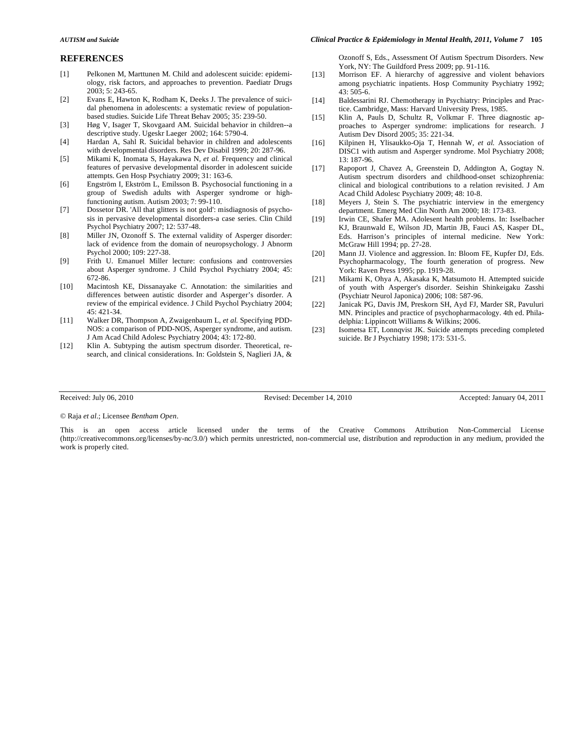## REFERENCES

[1] Pelkonen M, Marttunen M. Child and adolescent suicide: epidemiology, risk factors, and approaches to prevention. Paediatr Drugs 2003; 5: 243-65.

[2] Evans E, Hawton K, Rodham K, Deeks J. The prevalence of suicidal phenomena in adolescents: a systematic review of population-based studies. Suicide Life Threat Behav 2005; 35: 239-50.

[3] Høg V, Isager T, Skovgaard AM. Suicidal behavior in children--a descriptive study. Ugeskr Laeger 2002; 164: 5790-4.

[4] Hardan A, Sahl R. Suicidal behavior in children and adolescents with developmental disorders. Res Dev Disabil 1999; 20: 287-96.

[5] Mikami K, Inomata S, Hayakawa N, *et al.* Frequency and clinical features of pervasive developmental disorder in adolescent suicide attempts. Gen Hosp Psychiatry 2009; 31: 163-6.

[6] Engström I, Ekström L, Emilsson B. Psychosocial functioning in a group of Swedish adults with Asperger syndrome or high-functioning autism. Autism 2003; 7: 99-110.

[7] Dossetor DR. 'All that glitters is not gold': misdiagnosis of psychosis in pervasive developmental disorders-a case series. Clin Child Psychol Psychiatry 2007; 12: 537-48.

[8] Miller JN, Ozonoff S. The external validity of Asperger disorder: lack of evidence from the domain of neuropsychology. J Abnorm Psychol 2000; 109: 227-38.

[9] Frith U. Emanuel Miller lecture: confusions and controversies about Asperger syndrome. J Child Psychol Psychiatry 2004; 45: 672-86.

[10] Macintosh KE, Dissanayake C. Annotation: the similarities and differences between autistic disorder and Asperger's disorder. A review of the empirical evidence. J Child Psychol Psychiatry 2004; 45: 421-34.

[11] Walker DR, Thompson A, Zwaigenbaum L, *et al.* Specifying PDD-NOS: a comparison of PDD-NOS, Asperger syndrome, and autism. J Am Acad Child Adolesc Psychiatry 2004; 43: 172-80.

[12] Klin A. Subtyping the autism spectrum disorder. Theoretical, research, and clinical considerations. In: Goldstein S, Naglieri JA, & Ozonoff S, Eds., Assessment Of Autism Spectrum Disorders. New York, NY: The Guildford Press 2009; pp. 91-116.

[13] Morrison EF. A hierarchy of aggressive and violent behaviors among psychiatric inpatients. Hosp Community Psychiatry 1992; 43: 505-6.

[14] Baldessarini RJ. Chemotherapy in Psychiatry: Principles and Practice. Cambridge, Mass: Harvard University Press, 1985.

[15] Klin A, Pauls D, Schultz R, Volkmar F. Three diagnostic approaches to Asperger syndrome: implications for research. J Autism Dev Disord 2005; 35: 221-34.

[16] Kilpinen H, Ylisaukko-Oja T, Hennah W, *et al.* Association of DISC1 with autism and Asperger syndrome. Mol Psychiatry 2008; 13: 187-96.

[17] Rapoport J, Chavez A, Greenstein D, Addington A, Gogtay N. Autism spectrum disorders and childhood-onset schizophrenia: clinical and biological contributions to a relation revisited. J Am Acad Child Adolesc Psychiatry 2009; 48: 10-8.

[18] Meyers J, Stein S. The psychiatric interview in the emergency department. Emerg Med Clin North Am 2000; 18: 173-83.

[19] Irwin CE, Shafer MA. Adolesent health problems. In: Isselbacher KJ, Braunwald E, Wilson JD, Martin JB, Fauci AS, Kasper DL, Eds. Harrison's principles of internal medicine. New York: McGraw Hill 1994; pp. 27-28.

[20] Mann JJ. Violence and aggression. In: Bloom FE, Kupfer DJ, Eds. Psychopharmacology, The fourth generation of progress. New York: Raven Press 1995; pp. 1919-28.

[21] Mikami K, Ohya A, Akasaka K, Matsumoto H. Attempted suicide of youth with Asperger's disorder. Seishin Shinkeigaku Zasshi (Psychiatr Neurol Japonica) 2006; 108: 587-96.

[22] Janicak PG, Davis JM, Preskorn SH, Ayd FJ, Marder SR, Pavuluri MN. Principles and practice of psychopharmacology. 4th ed. Philadelphia: Lippincott Williams & Wilkins; 2006.

[23] Isometsa ET, Lonnqvist JK. Suicide attempts preceding completed suicide. Br J Psychiatry 1998; 173: 531-5.

Received: July 06, 2010 Revised: December 14, 2010 Accepted: January 04, 2011

© Raja *et al*.; Licensee *Bentham Open*.

This is an open access article licensed under the terms of the Creative Commons Attribution Non-Commercial License (http://creativecommons.org/licenses/by-nc/3.0/) which permits unrestricted, non-commercial use, distribution and reproduction in any medium, provided the work is properly cited.